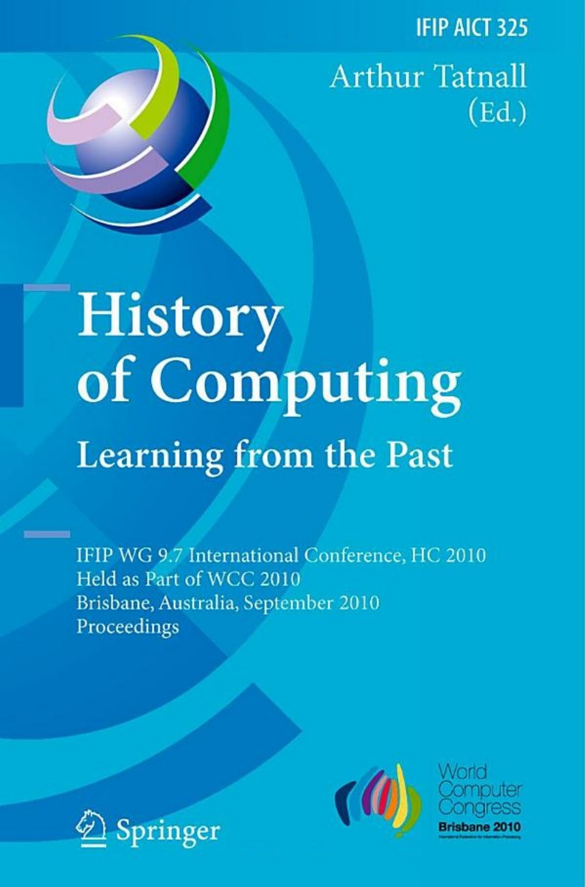IFIP AICT 325

Arthur Tatnall
(Ed.)

# History of Computing

## Learning from the Past

IFIP WG 9.7 International Conference, HC 2010
Held as Part of WCC 2010
Brisbane, Australia, September 2010
Proceedings

Springer

World Computer Congress
Brisbane 2010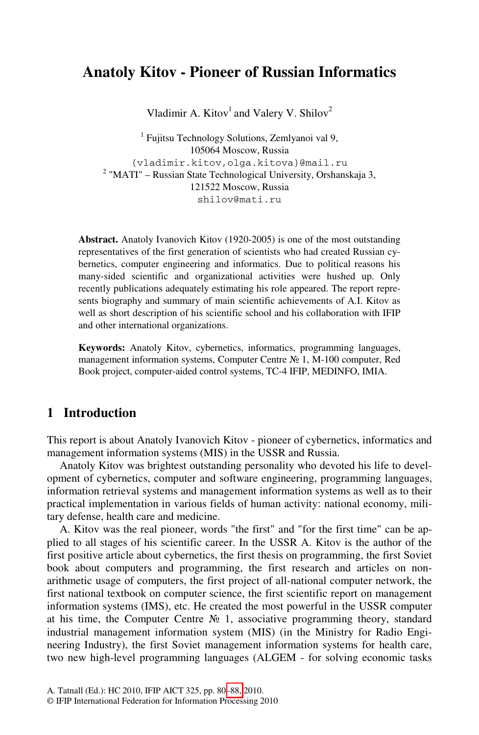# Anatoly Kitov - Pioneer of Russian Informatics

Vladimir A. Kitov[1] and Valery V. Shilov[2]

[1] Fujitsu Technology Solutions, Zemlyanoi val 9,
105064 Moscow, Russia
{vladimir.kitov,olga.kitova}@mail.ru

[2] "MATI" – Russian State Technological University, Orshanskaja 3,
121522 Moscow, Russia
shilov@mati.ru

**Abstract.** Anatoly Ivanovich Kitov (1920-2005) is one of the most outstanding representatives of the first generation of scientists who had created Russian cybernetics, computer engineering and informatics. Due to political reasons his many-sided scientific and organizational activities were hushed up. Only recently publications adequately estimating his role appeared. The report represents biography and summary of main scientific achievements of A.I. Kitov as well as short description of his scientific school and his collaboration with IFIP and other international organizations.

**Keywords:** Anatoly Kitov, cybernetics, informatics, programming languages, management information systems, Computer Centre № 1, M-100 computer, Red Book project, computer-aided control systems, TC-4 IFIP, MEDINFO, IMIA.

## 1 Introduction

This report is about Anatoly Ivanovich Kitov - pioneer of cybernetics, informatics and management information systems (MIS) in the USSR and Russia.

Anatoly Kitov was brightest outstanding personality who devoted his life to development of cybernetics, computer and software engineering, programming languages, information retrieval systems and management information systems as well as to their practical implementation in various fields of human activity: national economy, military defense, health care and medicine.

A. Kitov was the real pioneer, words "the first" and "for the first time" can be applied to all stages of his scientific career. In the USSR A. Kitov is the author of the first positive article about cybernetics, the first thesis on programming, the first Soviet book about computers and programming, the first research and articles on non-arithmetic usage of computers, the first project of all-national computer network, the first national textbook on computer science, the first scientific report on management information systems (IMS), etc. He created the most powerful in the USSR computer at his time, the Computer Centre № 1, associative programming theory, standard industrial management information system (MIS) (in the Ministry for Radio Engineering Industry), the first Soviet management information systems for health care, two new high-level programming languages (ALGEM - for solving economic tasks

A. Tatnall (Ed.): HC 2010, IFIP AICT 325, pp. 80–88, 2010.
© IFIP International Federation for Information Processing 2010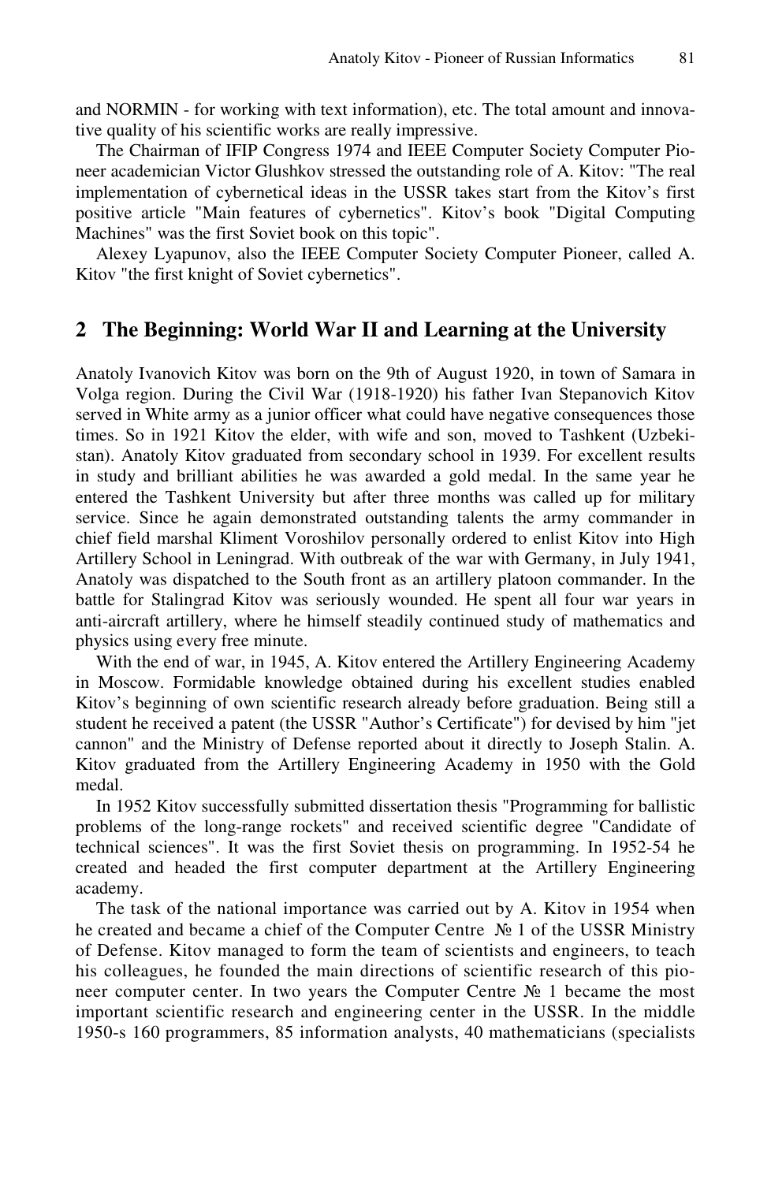and NORMIN - for working with text information), etc. The total amount and innovative quality of his scientific works are really impressive.

The Chairman of IFIP Congress 1974 and IEEE Computer Society Computer Pioneer academician Victor Glushkov stressed the outstanding role of A. Kitov: "The real implementation of cybernetical ideas in the USSR takes start from the Kitov's first positive article "Main features of cybernetics". Kitov's book "Digital Computing Machines" was the first Soviet book on this topic".

Alexey Lyapunov, also the IEEE Computer Society Computer Pioneer, called A. Kitov "the first knight of Soviet cybernetics".

## 2 The Beginning: World War II and Learning at the University

Anatoly Ivanovich Kitov was born on the 9th of August 1920, in town of Samara in Volga region. During the Civil War (1918-1920) his father Ivan Stepanovich Kitov served in White army as a junior officer what could have negative consequences those times. So in 1921 Kitov the elder, with wife and son, moved to Tashkent (Uzbekistan). Anatoly Kitov graduated from secondary school in 1939. For excellent results in study and brilliant abilities he was awarded a gold medal. In the same year he entered the Tashkent University but after three months was called up for military service. Since he again demonstrated outstanding talents the army commander in chief field marshal Kliment Voroshilov personally ordered to enlist Kitov into High Artillery School in Leningrad. With outbreak of the war with Germany, in July 1941, Anatoly was dispatched to the South front as an artillery platoon commander. In the battle for Stalingrad Kitov was seriously wounded. He spent all four war years in anti-aircraft artillery, where he himself steadily continued study of mathematics and physics using every free minute.

With the end of war, in 1945, A. Kitov entered the Artillery Engineering Academy in Moscow. Formidable knowledge obtained during his excellent studies enabled Kitov's beginning of own scientific research already before graduation. Being still a student he received a patent (the USSR "Author's Certificate") for devised by him "jet cannon" and the Ministry of Defense reported about it directly to Joseph Stalin. A. Kitov graduated from the Artillery Engineering Academy in 1950 with the Gold medal.

In 1952 Kitov successfully submitted dissertation thesis "Programming for ballistic problems of the long-range rockets" and received scientific degree "Candidate of technical sciences". It was the first Soviet thesis on programming. In 1952-54 he created and headed the first computer department at the Artillery Engineering academy.

The task of the national importance was carried out by A. Kitov in 1954 when he created and became a chief of the Computer Centre № 1 of the USSR Ministry of Defense. Kitov managed to form the team of scientists and engineers, to teach his colleagues, he founded the main directions of scientific research of this pioneer computer center. In two years the Computer Centre № 1 became the most important scientific research and engineering center in the USSR. In the middle 1950-s 160 programmers, 85 information analysts, 40 mathematicians (specialists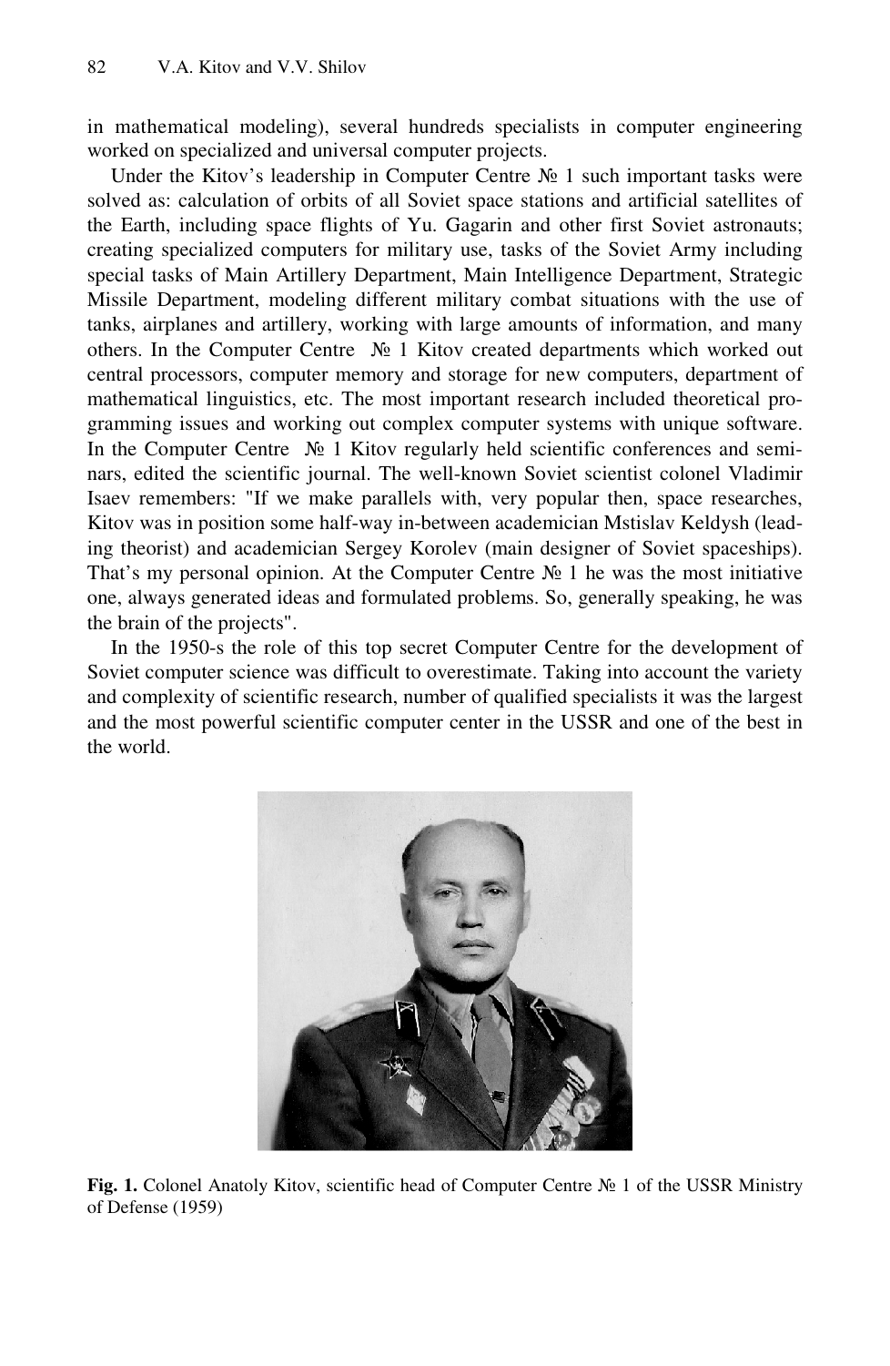in mathematical modeling), several hundreds specialists in computer engineering worked on specialized and universal computer projects.

Under the Kitov's leadership in Computer Centre № 1 such important tasks were solved as: calculation of orbits of all Soviet space stations and artificial satellites of the Earth, including space flights of Yu. Gagarin and other first Soviet astronauts; creating specialized computers for military use, tasks of the Soviet Army including special tasks of Main Artillery Department, Main Intelligence Department, Strategic Missile Department, modeling different military combat situations with the use of tanks, airplanes and artillery, working with large amounts of information, and many others. In the Computer Centre № 1 Kitov created departments which worked out central processors, computer memory and storage for new computers, department of mathematical linguistics, etc. The most important research included theoretical programming issues and working out complex computer systems with unique software. In the Computer Centre № 1 Kitov regularly held scientific conferences and seminars, edited the scientific journal. The well-known Soviet scientist colonel Vladimir Isaev remembers: "If we make parallels with, very popular then, space researches, Kitov was in position some half-way in-between academician Mstislav Keldysh (leading theorist) and academician Sergey Korolev (main designer of Soviet spaceships). That's my personal opinion. At the Computer Centre № 1 he was the most initiative one, always generated ideas and formulated problems. So, generally speaking, he was the brain of the projects".

In the 1950-s the role of this top secret Computer Centre for the development of Soviet computer science was difficult to overestimate. Taking into account the variety and complexity of scientific research, number of qualified specialists it was the largest and the most powerful scientific computer center in the USSR and one of the best in the world.

**Fig. 1.** Colonel Anatoly Kitov, scientific head of Computer Centre № 1 of the USSR Ministry of Defense (1959)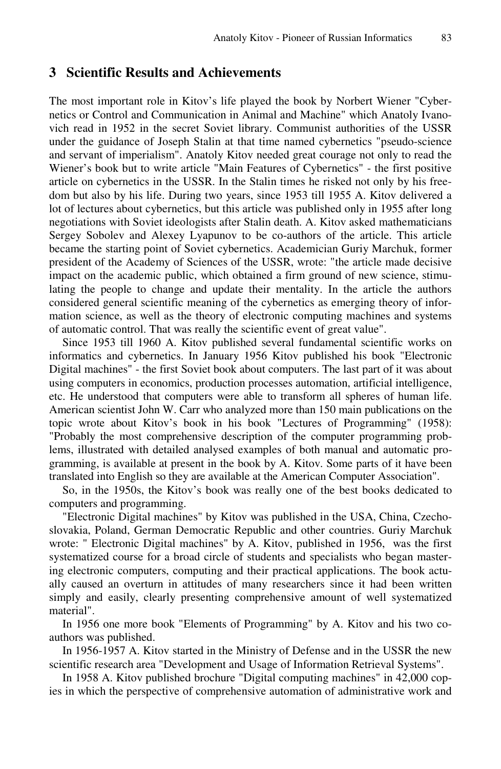## 3 Scientific Results and Achievements

The most important role in Kitov's life played the book by Norbert Wiener "Cybernetics or Control and Communication in Animal and Machine" which Anatoly Ivanovich read in 1952 in the secret Soviet library. Communist authorities of the USSR under the guidance of Joseph Stalin at that time named cybernetics "pseudo-science and servant of imperialism". Anatoly Kitov needed great courage not only to read the Wiener's book but to write article "Main Features of Cybernetics" - the first positive article on cybernetics in the USSR. In the Stalin times he risked not only by his freedom but also by his life. During two years, since 1953 till 1955 A. Kitov delivered a lot of lectures about cybernetics, but this article was published only in 1955 after long negotiations with Soviet ideologists after Stalin death. A. Kitov asked mathematicians Sergey Sobolev and Alexey Lyapunov to be co-authors of the article. This article became the starting point of Soviet cybernetics. Academician Guriy Marchuk, former president of the Academy of Sciences of the USSR, wrote: "the article made decisive impact on the academic public, which obtained a firm ground of new science, stimulating the people to change and update their mentality. In the article the authors considered general scientific meaning of the cybernetics as emerging theory of information science, as well as the theory of electronic computing machines and systems of automatic control. That was really the scientific event of great value".

Since 1953 till 1960 A. Kitov published several fundamental scientific works on informatics and cybernetics. In January 1956 Kitov published his book "Electronic Digital machines" - the first Soviet book about computers. The last part of it was about using computers in economics, production processes automation, artificial intelligence, etc. He understood that computers were able to transform all spheres of human life. American scientist John W. Carr who analyzed more than 150 main publications on the topic wrote about Kitov's book in his book "Lectures of Programming" (1958): "Probably the most comprehensive description of the computer programming problems, illustrated with detailed analysed examples of both manual and automatic programming, is available at present in the book by A. Kitov. Some parts of it have been translated into English so they are available at the American Computer Association".

So, in the 1950s, the Kitov's book was really one of the best books dedicated to computers and programming.

"Electronic Digital machines" by Kitov was published in the USA, China, Czechoslovakia, Poland, German Democratic Republic and other countries. Guriy Marchuk wrote: " Electronic Digital machines" by A. Kitov, published in 1956, was the first systematized course for a broad circle of students and specialists who began mastering electronic computers, computing and their practical applications. The book actually caused an overturn in attitudes of many researchers since it had been written simply and easily, clearly presenting comprehensive amount of well systematized material".

In 1956 one more book "Elements of Programming" by A. Kitov and his two co-authors was published.

In 1956-1957 A. Kitov started in the Ministry of Defense and in the USSR the new scientific research area "Development and Usage of Information Retrieval Systems".

In 1958 A. Kitov published brochure "Digital computing machines" in 42,000 copies in which the perspective of comprehensive automation of administrative work and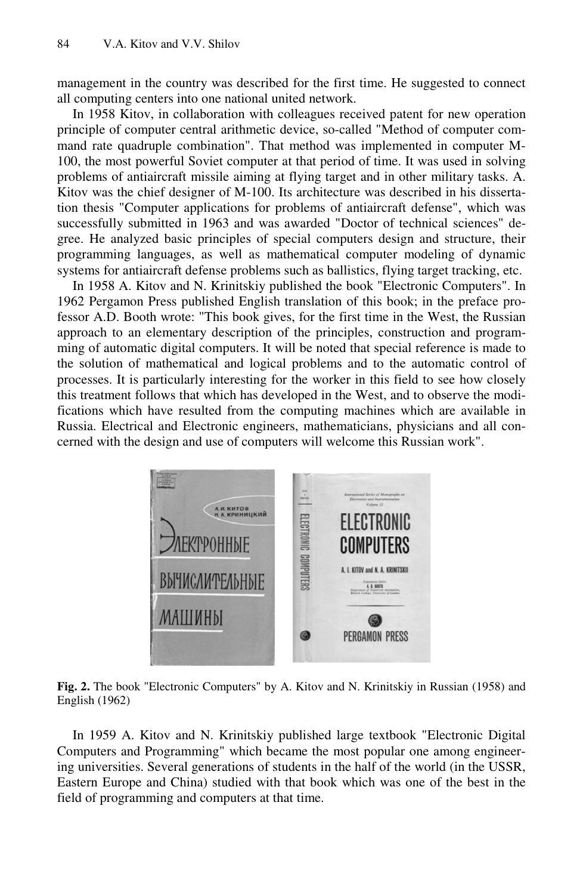management in the country was described for the first time. He suggested to connect all computing centers into one national united network.

In 1958 Kitov, in collaboration with colleagues received patent for new operation principle of computer central arithmetic device, so-called "Method of computer command rate quadruple combination". That method was implemented in computer M-100, the most powerful Soviet computer at that period of time. It was used in solving problems of antiaircraft missile aiming at flying target and in other military tasks. A. Kitov was the chief designer of M-100. Its architecture was described in his dissertation thesis "Computer applications for problems of antiaircraft defense", which was successfully submitted in 1963 and was awarded "Doctor of technical sciences" degree. He analyzed basic principles of special computers design and structure, their programming languages, as well as mathematical computer modeling of dynamic systems for antiaircraft defense problems such as ballistics, flying target tracking, etc.

In 1958 A. Kitov and N. Krinitskiy published the book "Electronic Computers". In 1962 Pergamon Press published English translation of this book; in the preface professor A.D. Booth wrote: "This book gives, for the first time in the West, the Russian approach to an elementary description of the principles, construction and programming of automatic digital computers. It will be noted that special reference is made to the solution of mathematical and logical problems and to the automatic control of processes. It is particularly interesting for the worker in this field to see how closely this treatment follows that which has developed in the West, and to observe the modifications which have resulted from the computing machines which are available in Russia. Electrical and Electronic engineers, mathematicians, physicians and all concerned with the design and use of computers will welcome this Russian work".

**Fig. 2.** The book "Electronic Computers" by A. Kitov and N. Krinitskiy in Russian (1958) and English (1962)

In 1959 A. Kitov and N. Krinitskiy published large textbook "Electronic Digital Computers and Programming" which became the most popular one among engineering universities. Several generations of students in the half of the world (in the USSR, Eastern Europe and China) studied with that book which was one of the best in the field of programming and computers at that time.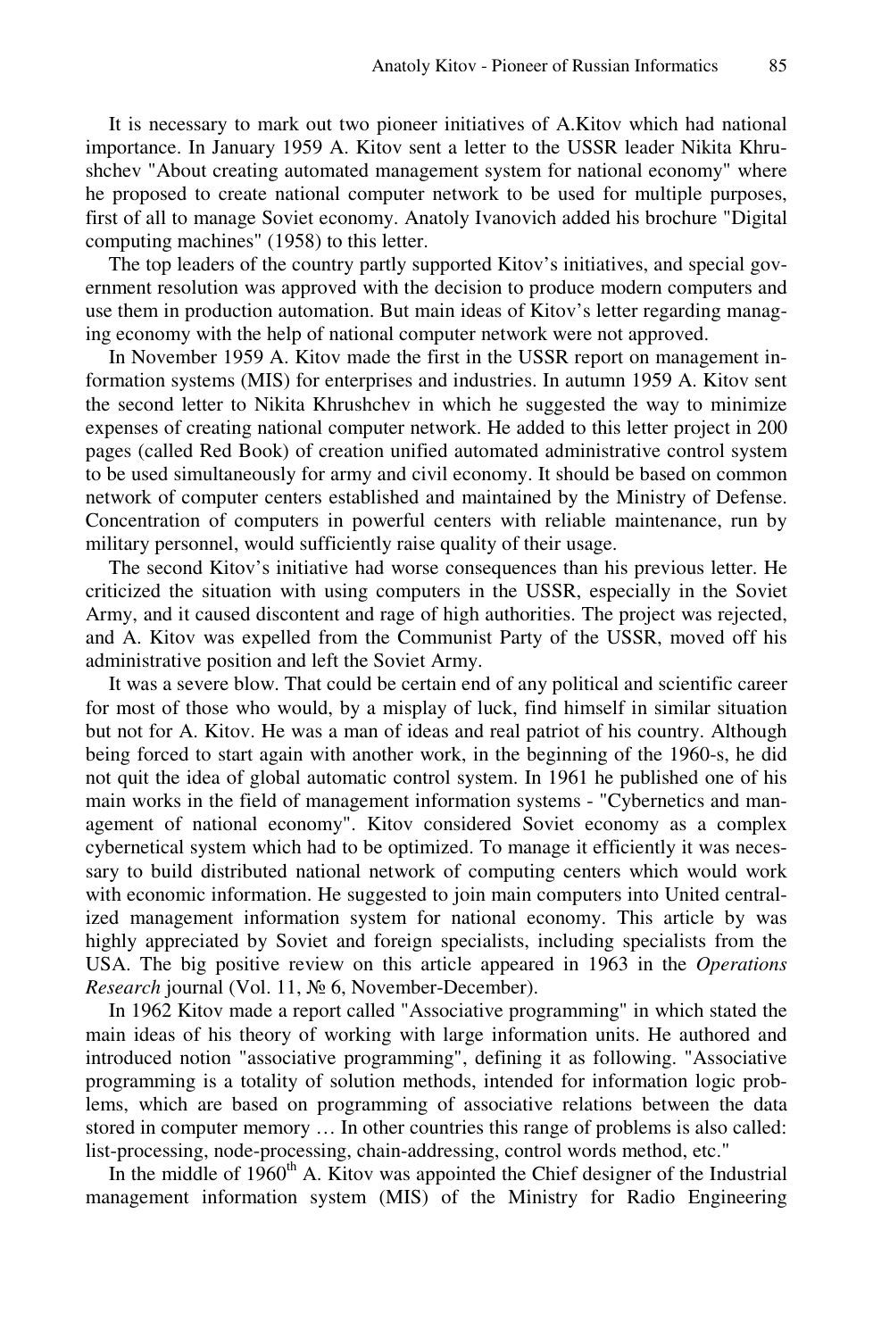It is necessary to mark out two pioneer initiatives of A.Kitov which had national importance. In January 1959 A. Kitov sent a letter to the USSR leader Nikita Khrushchev "About creating automated management system for national economy" where he proposed to create national computer network to be used for multiple purposes, first of all to manage Soviet economy. Anatoly Ivanovich added his brochure "Digital computing machines" (1958) to this letter.

The top leaders of the country partly supported Kitov's initiatives, and special government resolution was approved with the decision to produce modern computers and use them in production automation. But main ideas of Kitov's letter regarding managing economy with the help of national computer network were not approved.

In November 1959 A. Kitov made the first in the USSR report on management information systems (MIS) for enterprises and industries. In autumn 1959 A. Kitov sent the second letter to Nikita Khrushchev in which he suggested the way to minimize expenses of creating national computer network. He added to this letter project in 200 pages (called Red Book) of creation unified automated administrative control system to be used simultaneously for army and civil economy. It should be based on common network of computer centers established and maintained by the Ministry of Defense. Concentration of computers in powerful centers with reliable maintenance, run by military personnel, would sufficiently raise quality of their usage.

The second Kitov's initiative had worse consequences than his previous letter. He criticized the situation with using computers in the USSR, especially in the Soviet Army, and it caused discontent and rage of high authorities. The project was rejected, and A. Kitov was expelled from the Communist Party of the USSR, moved off his administrative position and left the Soviet Army.

It was a severe blow. That could be certain end of any political and scientific career for most of those who would, by a misplay of luck, find himself in similar situation but not for A. Kitov. He was a man of ideas and real patriot of his country. Although being forced to start again with another work, in the beginning of the 1960-s, he did not quit the idea of global automatic control system. In 1961 he published one of his main works in the field of management information systems - "Cybernetics and management of national economy". Kitov considered Soviet economy as a complex cybernetical system which had to be optimized. To manage it efficiently it was necessary to build distributed national network of computing centers which would work with economic information. He suggested to join main computers into United centralized management information system for national economy. This article by was highly appreciated by Soviet and foreign specialists, including specialists from the USA. The big positive review on this article appeared in 1963 in the *Operations Research* journal (Vol. 11, № 6, November-December).

In 1962 Kitov made a report called "Associative programming" in which stated the main ideas of his theory of working with large information units. He authored and introduced notion "associative programming", defining it as following. "Associative programming is a totality of solution methods, intended for information logic problems, which are based on programming of associative relations between the data stored in computer memory … In other countries this range of problems is also called: list-processing, node-processing, chain-addressing, control words method, etc."

In the middle of 1960$^{th}$ A. Kitov was appointed the Chief designer of the Industrial management information system (MIS) of the Ministry for Radio Engineering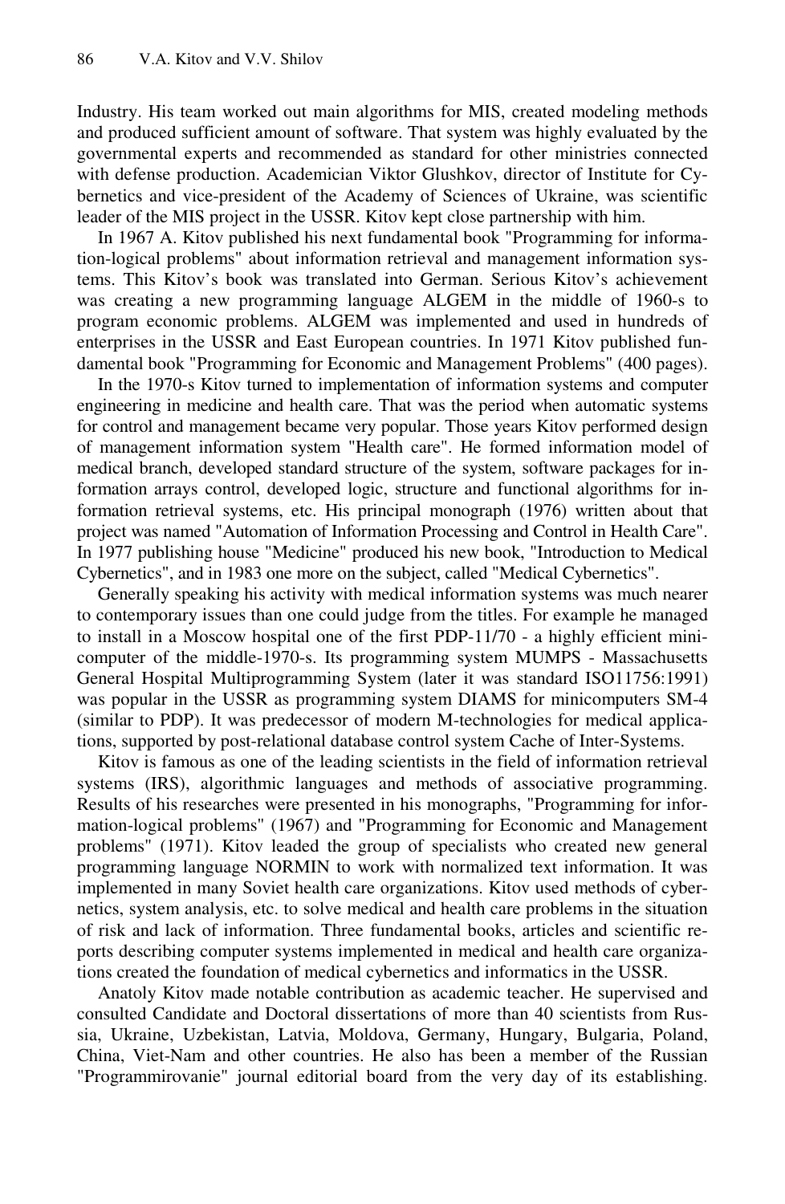Industry. His team worked out main algorithms for MIS, created modeling methods and produced sufficient amount of software. That system was highly evaluated by the governmental experts and recommended as standard for other ministries connected with defense production. Academician Viktor Glushkov, director of Institute for Cybernetics and vice-president of the Academy of Sciences of Ukraine, was scientific leader of the MIS project in the USSR. Kitov kept close partnership with him.

In 1967 A. Kitov published his next fundamental book "Programming for information-logical problems" about information retrieval and management information systems. This Kitov's book was translated into German. Serious Kitov's achievement was creating a new programming language ALGEM in the middle of 1960-s to program economic problems. ALGEM was implemented and used in hundreds of enterprises in the USSR and East European countries. In 1971 Kitov published fundamental book "Programming for Economic and Management Problems" (400 pages).

In the 1970-s Kitov turned to implementation of information systems and computer engineering in medicine and health care. That was the period when automatic systems for control and management became very popular. Those years Kitov performed design of management information system "Health care". He formed information model of medical branch, developed standard structure of the system, software packages for information arrays control, developed logic, structure and functional algorithms for information retrieval systems, etc. His principal monograph (1976) written about that project was named "Automation of Information Processing and Control in Health Care". In 1977 publishing house "Medicine" produced his new book, "Introduction to Medical Cybernetics", and in 1983 one more on the subject, called "Medical Cybernetics".

Generally speaking his activity with medical information systems was much nearer to contemporary issues than one could judge from the titles. For example he managed to install in a Moscow hospital one of the first PDP-11/70 - a highly efficient minicomputer of the middle-1970-s. Its programming system MUMPS - Massachusetts General Hospital Multiprogramming System (later it was standard ISO11756:1991) was popular in the USSR as programming system DIAMS for minicomputers SM-4 (similar to PDP). It was predecessor of modern M-technologies for medical applications, supported by post-relational database control system Cache of Inter-Systems.

Kitov is famous as one of the leading scientists in the field of information retrieval systems (IRS), algorithmic languages and methods of associative programming. Results of his researches were presented in his monographs, "Programming for information-logical problems" (1967) and "Programming for Economic and Management problems" (1971). Kitov leaded the group of specialists who created new general programming language NORMIN to work with normalized text information. It was implemented in many Soviet health care organizations. Kitov used methods of cybernetics, system analysis, etc. to solve medical and health care problems in the situation of risk and lack of information. Three fundamental books, articles and scientific reports describing computer systems implemented in medical and health care organizations created the foundation of medical cybernetics and informatics in the USSR.

Anatoly Kitov made notable contribution as academic teacher. He supervised and consulted Candidate and Doctoral dissertations of more than 40 scientists from Russia, Ukraine, Uzbekistan, Latvia, Moldova, Germany, Hungary, Bulgaria, Poland, China, Viet-Nam and other countries. He also has been a member of the Russian "Programmirovanie" journal editorial board from the very day of its establishing.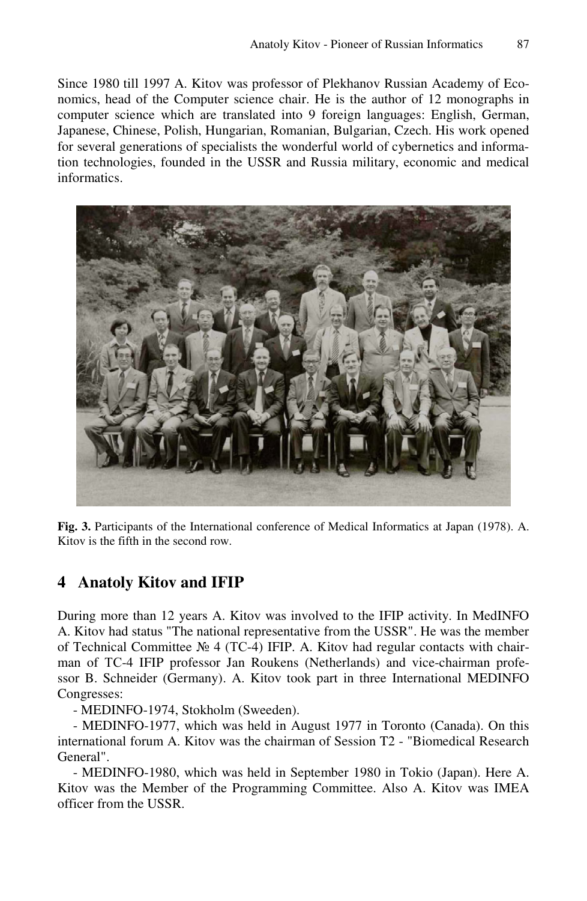Since 1980 till 1997 A. Kitov was professor of Plekhanov Russian Academy of Economics, head of the Computer science chair. He is the author of 12 monographs in computer science which are translated into 9 foreign languages: English, German, Japanese, Chinese, Polish, Hungarian, Romanian, Bulgarian, Czech. His work opened for several generations of specialists the wonderful world of cybernetics and information technologies, founded in the USSR and Russia military, economic and medical informatics.

**Fig. 3.** Participants of the International conference of Medical Informatics at Japan (1978). A. Kitov is the fifth in the second row.

## 4 Anatoly Kitov and IFIP

During more than 12 years A. Kitov was involved to the IFIP activity. In MedINFO A. Kitov had status "The national representative from the USSR". He was the member of Technical Committee № 4 (TC-4) IFIP. A. Kitov had regular contacts with chairman of TC-4 IFIP professor Jan Roukens (Netherlands) and vice-chairman professor B. Schneider (Germany). A. Kitov took part in three International MEDINFO Congresses:

- MEDINFO-1974, Stokholm (Sweeden).
- MEDINFO-1977, which was held in August 1977 in Toronto (Canada). On this international forum A. Kitov was the chairman of Session T2 - "Biomedical Research General".
- MEDINFO-1980, which was held in September 1980 in Tokio (Japan). Here A. Kitov was the Member of the Programming Committee. Also A. Kitov was IMEA officer from the USSR.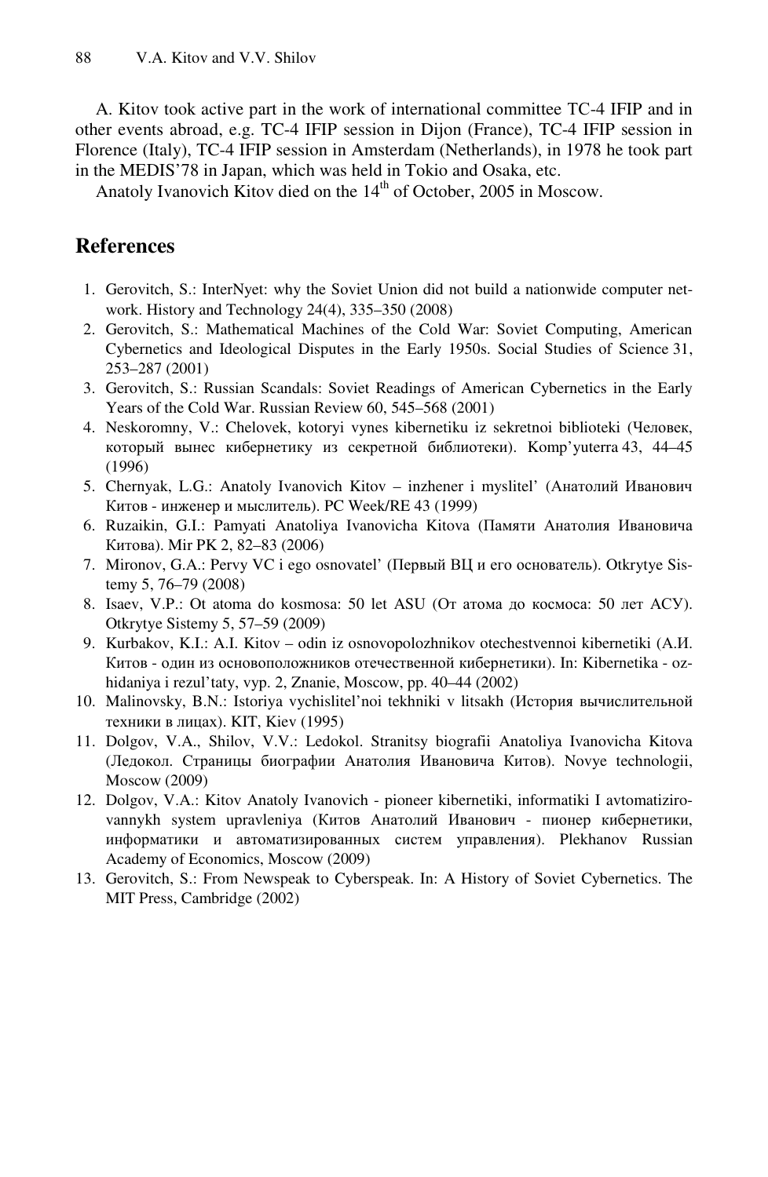A. Kitov took active part in the work of international committee TC-4 IFIP and in other events abroad, e.g. TC-4 IFIP session in Dijon (France), TC-4 IFIP session in Florence (Italy), TC-4 IFIP session in Amsterdam (Netherlands), in 1978 he took part in the MEDIS'78 in Japan, which was held in Tokio and Osaka, etc.

Anatoly Ivanovich Kitov died on the 14th of October, 2005 in Moscow.

## References

1. Gerovitch, S.: InterNyet: why the Soviet Union did not build a nationwide computer network. History and Technology 24(4), 335–350 (2008)
2. Gerovitch, S.: Mathematical Machines of the Cold War: Soviet Computing, American Cybernetics and Ideological Disputes in the Early 1950s. Social Studies of Science 31, 253–287 (2001)
3. Gerovitch, S.: Russian Scandals: Soviet Readings of American Cybernetics in the Early Years of the Cold War. Russian Review 60, 545–568 (2001)
4. Neskoromny, V.: Chelovek, kotoryi vynes kibernetiku iz sekretnoi biblioteki (Человек, который вынес кибернетику из секретной библиотеки). Komp'yuterra 43, 44–45 (1996)
5. Chernyak, L.G.: Anatoly Ivanovich Kitov – inzhener i myslitel' (Анатолий Иванович Китов - инженер и мыслитель). PC Week/RE 43 (1999)
6. Ruzaikin, G.I.: Pamyati Anatoliya Ivanovicha Kitova (Памяти Анатолия Ивановича Китова). Mir PK 2, 82–83 (2006)
7. Mironov, G.A.: Pervy VC i ego osnovatel' (Первый ВЦ и его основатель). Otkrytye Sistemy 5, 76–79 (2008)
8. Isaev, V.P.: Ot atoma do kosmosa: 50 let ASU (От атома до космоса: 50 лет АСУ). Otkrytye Sistemy 5, 57–59 (2009)
9. Kurbakov, K.I.: A.I. Kitov – odin iz osnovopolozhnikov otechestvennoi kibernetiki (А.И. Китов - один из основоположников отечественной кибернетики). In: Kibernetika - ozhidaniya i rezul'taty, vyp. 2, Znanie, Moscow, pp. 40–44 (2002)
10. Malinovsky, B.N.: Istoriya vychislitel'noi tekhniki v litsakh (История вычислительной техники в лицах). KIT, Kiev (1995)
11. Dolgov, V.A., Shilov, V.V.: Ledokol. Stranitsy biografii Anatoliya Ivanovicha Kitova (Ледокол. Страницы биографии Анатолия Ивановича Китов). Novye technologii, Moscow (2009)
12. Dolgov, V.A.: Kitov Anatoly Ivanovich - pioneer kibernetiki, informatiki I avtomatizirovannykh system upravleniya (Китов Анатолий Иванович - пионер кибернетики, информатики и автоматизированных систем управления). Plekhanov Russian Academy of Economics, Moscow (2009)
13. Gerovitch, S.: From Newspeak to Cyberspeak. In: A History of Soviet Cybernetics. The MIT Press, Cambridge (2002)